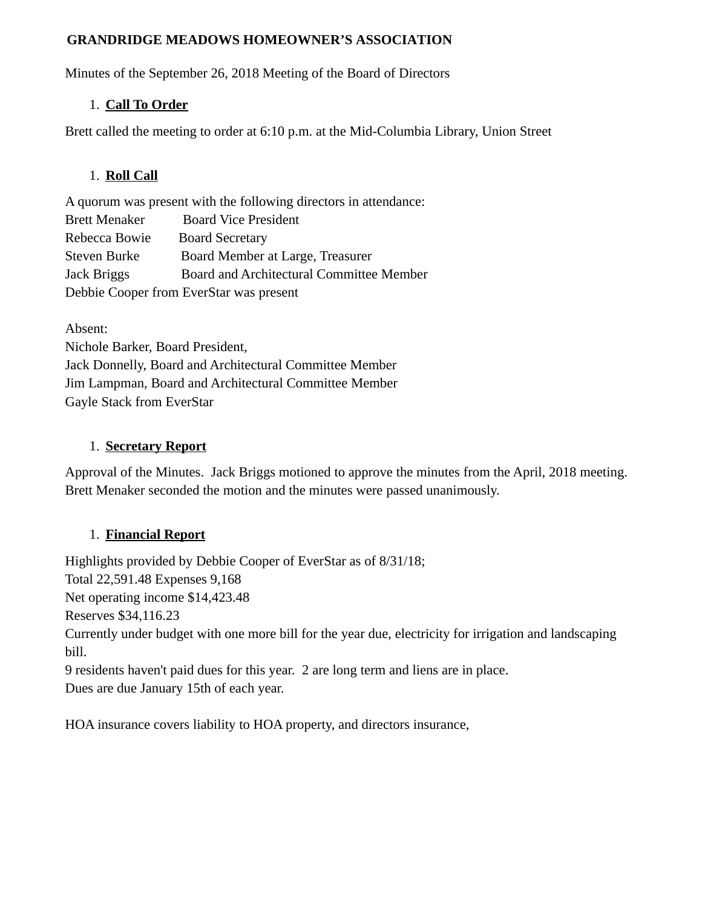**GRANDRIDGE MEADOWS HOMEOWNER'S ASSOCIATION**

Minutes of the September 26, 2018 Meeting of the Board of Directors

1. **Call To Order**

Brett called the meeting to order at 6:10 p.m. at the Mid-Columbia Library, Union Street

1. **Roll Call**

A quorum was present with the following directors in attendance:
Brett Menaker Board Vice President
Rebecca Bowie Board Secretary
Steven Burke Board Member at Large, Treasurer
Jack Briggs Board and Architectural Committee Member
Debbie Cooper from EverStar was present

Absent:
Nichole Barker, Board President,
Jack Donnelly, Board and Architectural Committee Member
Jim Lampman, Board and Architectural Committee Member
Gayle Stack from EverStar

1. **Secretary Report**

Approval of the Minutes. Jack Briggs motioned to approve the minutes from the April, 2018 meeting. Brett Menaker seconded the motion and the minutes were passed unanimously.

1. **Financial Report**

Highlights provided by Debbie Cooper of EverStar as of 8/31/18;
Total 22,591.48 Expenses 9,168
Net operating income $14,423.48
Reserves $34,116.23
Currently under budget with one more bill for the year due, electricity for irrigation and landscaping bill.
9 residents haven't paid dues for this year. 2 are long term and liens are in place.
Dues are due January 15th of each year.

HOA insurance covers liability to HOA property, and directors insurance,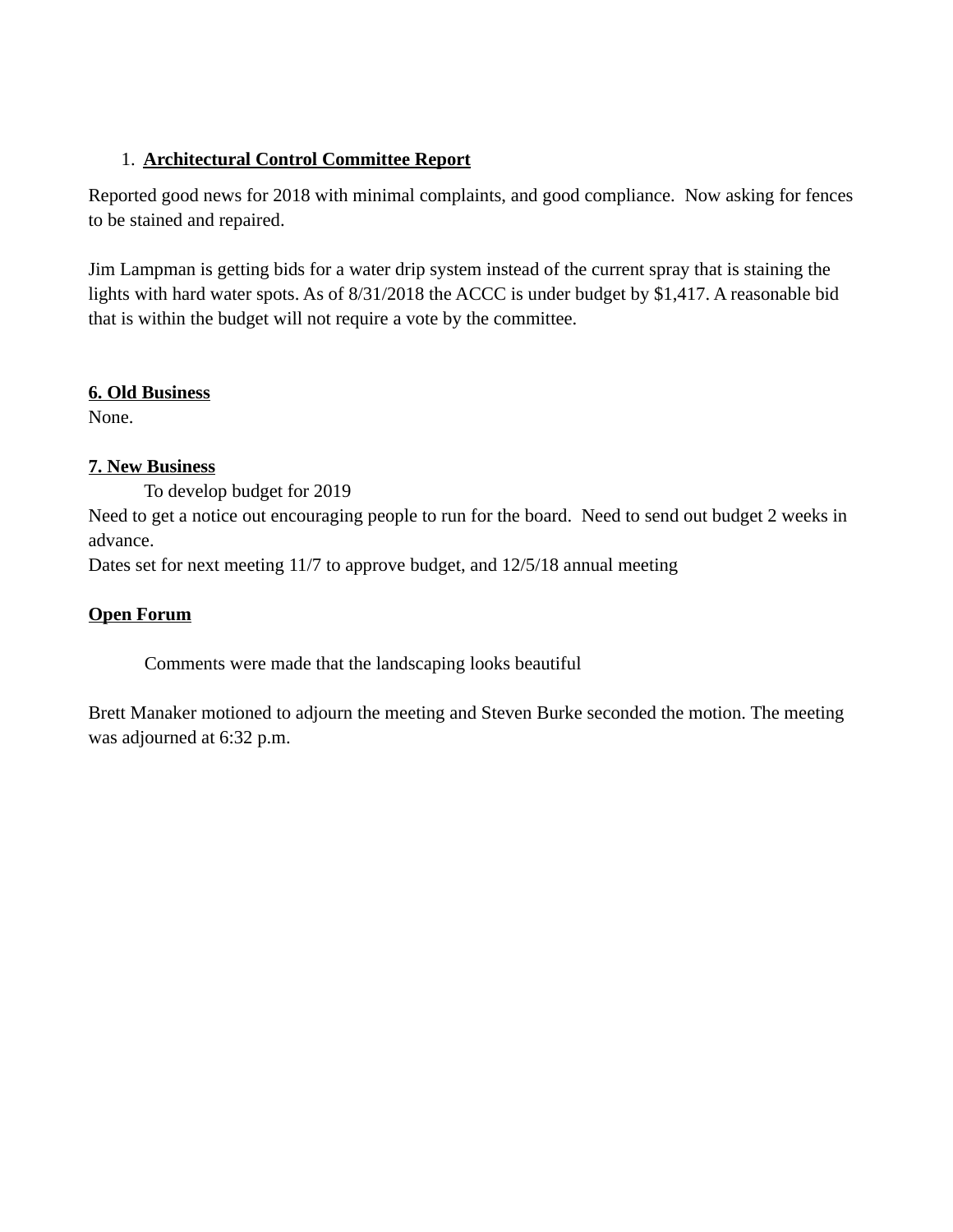1. **Architectural Control Committee Report**

Reported good news for 2018 with minimal complaints, and good compliance.  Now asking for fences to be stained and repaired.

Jim Lampman is getting bids for a water drip system instead of the current spray that is staining the lights with hard water spots. As of 8/31/2018 the ACCC is under budget by $1,417. A reasonable bid that is within the budget will not require a vote by the committee.

**6. Old Business**

None.

**7. New Business**

To develop budget for 2019

Need to get a notice out encouraging people to run for the board.  Need to send out budget 2 weeks in advance.

Dates set for next meeting 11/7 to approve budget, and 12/5/18 annual meeting

**Open Forum**

Comments were made that the landscaping looks beautiful

Brett Manaker motioned to adjourn the meeting and Steven Burke seconded the motion. The meeting was adjourned at 6:32 p.m.